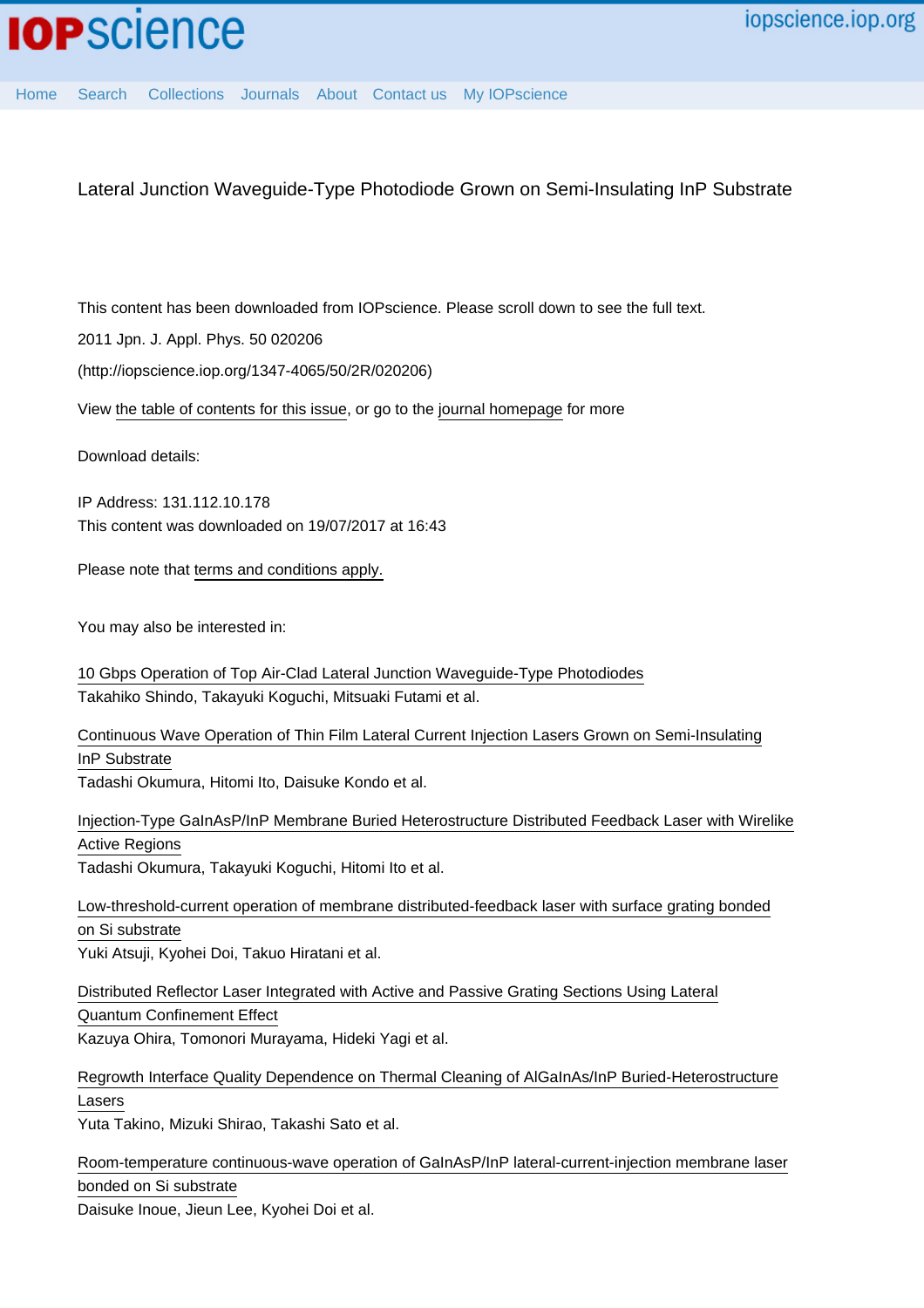# Lateral Junction Waveguide-Type Photodiode Grown on Semi-Insulating InP Substrate

This content has been downloaded from IOPscience. Please scroll down to see the full text.

2011 Jpn. J. Appl. Phys. 50 020206

(http://iopscience.iop.org/1347-4065/50/2R/020206)

View the table of contents for this issue, or go to the journal homepage for more

Download details:

IP Address: 131.112.10.178
This content was downloaded on 19/07/2017 at 16:43

Please note that terms and conditions apply.

You may also be interested in:

10 Gbps Operation of Top Air-Clad Lateral Junction Waveguide-Type Photodiodes
Takahiko Shindo, Takayuki Koguchi, Mitsuaki Futami et al.

Continuous Wave Operation of Thin Film Lateral Current Injection Lasers Grown on Semi-Insulating InP Substrate
Tadashi Okumura, Hitomi Ito, Daisuke Kondo et al.

Injection-Type GaInAsP/InP Membrane Buried Heterostructure Distributed Feedback Laser with Wirelike Active Regions
Tadashi Okumura, Takayuki Koguchi, Hitomi Ito et al.

Low-threshold-current operation of membrane distributed-feedback laser with surface grating bonded on Si substrate
Yuki Atsuji, Kyohei Doi, Takuo Hiratani et al.

Distributed Reflector Laser Integrated with Active and Passive Grating Sections Using Lateral Quantum Confinement Effect
Kazuya Ohira, Tomonori Murayama, Hideki Yagi et al.

Regrowth Interface Quality Dependence on Thermal Cleaning of AlGaInAs/InP Buried-Heterostructure Lasers
Yuta Takino, Mizuki Shirao, Takashi Sato et al.

Room-temperature continuous-wave operation of GaInAsP/InP lateral-current-injection membrane laser bonded on Si substrate
Daisuke Inoue, Jieun Lee, Kyohei Doi et al.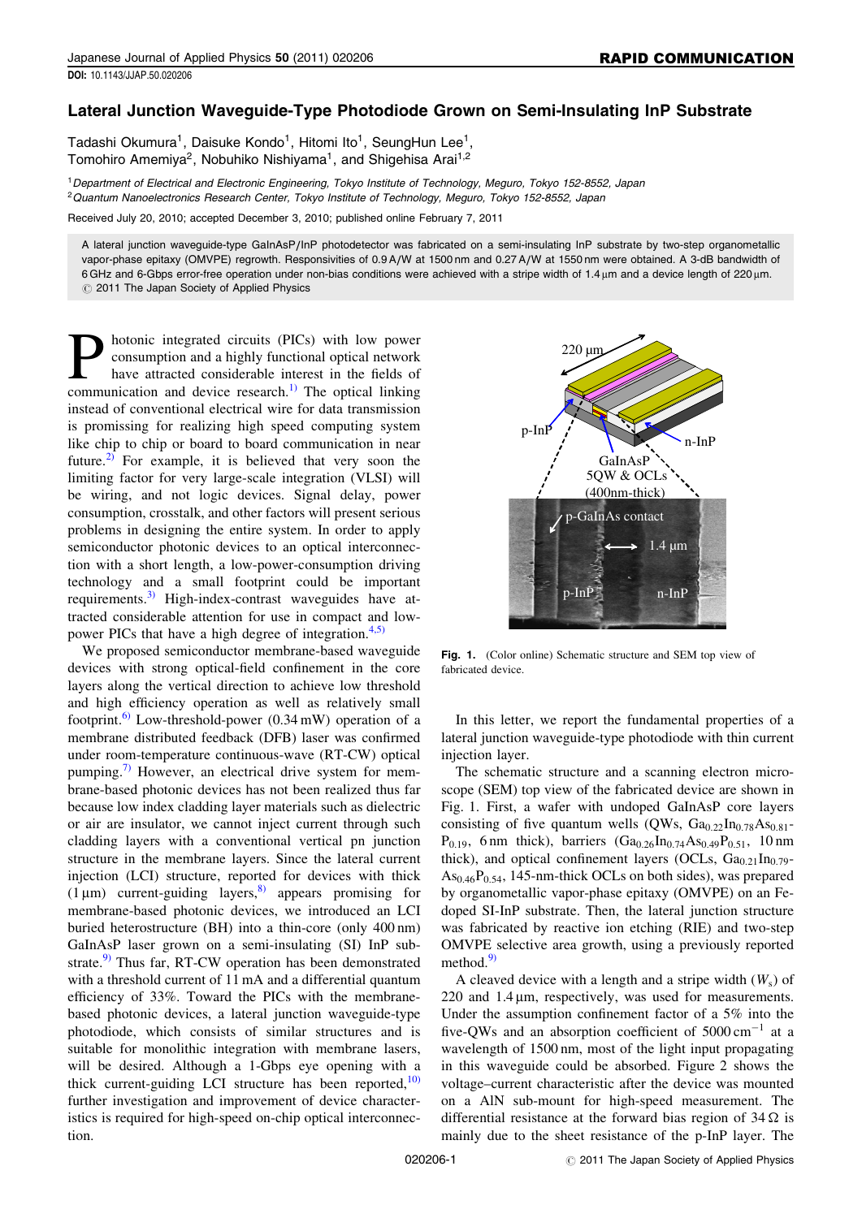# Lateral Junction Waveguide-Type Photodiode Grown on Semi-Insulating InP Substrate

Tadashi Okumura[1], Daisuke Kondo[1], Hitomi Ito[1], SeungHun Lee[1], Tomohiro Amemiya[2], Nobuhiko Nishiyama[1], and Shigehisa Arai[1,2]

[1]*Department of Electrical and Electronic Engineering, Tokyo Institute of Technology, Meguro, Tokyo 152-8552, Japan*
[2]*Quantum Nanoelectronics Research Center, Tokyo Institute of Technology, Meguro, Tokyo 152-8552, Japan*

Received July 20, 2010; accepted December 3, 2010; published online February 7, 2011

A lateral junction waveguide-type GaInAsP/InP photodetector was fabricated on a semi-insulating InP substrate by two-step organometallic vapor-phase epitaxy (OMVPE) regrowth. Responsivities of 0.9 A/W at 1500 nm and 0.27 A/W at 1550 nm were obtained. A 3-dB bandwidth of 6 GHz and 6-Gbps error-free operation under non-bias conditions were achieved with a stripe width of 1.4 μm and a device length of 220 μm.
© 2011 The Japan Society of Applied Physics

Photonic integrated circuits (PICs) with low power consumption and a highly functional optical network have attracted considerable interest in the fields of communication and device research.[1] The optical linking instead of conventional electrical wire for data transmission is promising for realizing high speed computing system like chip to chip or board to board communication in near future.[2] For example, it is believed that very soon the limiting factor for very large-scale integration (VLSI) will be wiring, and not logic devices. Signal delay, power consumption, crosstalk, and other factors will present serious problems in designing the entire system. In order to apply semiconductor photonic devices to an optical interconnection with a short length, a low-power-consumption driving technology and a small footprint could be important requirements.[3] High-index-contrast waveguides have attracted considerable attention for use in compact and low-power PICs that have a high degree of integration.[4,5]

We proposed semiconductor membrane-based waveguide devices with strong optical-field confinement in the core layers along the vertical direction to achieve low threshold and high efficiency operation as well as relatively small footprint.[6] Low-threshold-power (0.34 mW) operation of a membrane distributed feedback (DFB) laser was confirmed under room-temperature continuous-wave (RT-CW) optical pumping.[7] However, an electrical drive system for membrane-based photonic devices has not been realized thus far because low index cladding layer materials such as dielectric or air are insulator, we cannot inject current through such cladding layers with a conventional vertical pn junction structure in the membrane layers. Since the lateral current injection (LCI) structure, reported for devices with thick (1 μm) current-guiding layers,[8] appears promising for membrane-based photonic devices, we introduced an LCI buried heterostructure (BH) into a thin-core (only 400 nm) GaInAsP laser grown on a semi-insulating (SI) InP substrate.[9] Thus far, RT-CW operation has been demonstrated with a threshold current of 11 mA and a differential quantum efficiency of 33%. Toward the PICs with the membrane-based photonic devices, a lateral junction waveguide-type photodiode, which consists of similar structures and is suitable for monolithic integration with membrane lasers, will be desired. Although a 1-Gbps eye opening with a thick current-guiding LCI structure has been reported,[10] further investigation and improvement of device characteristics is required for high-speed on-chip optical interconnection.

**Fig. 1.** (Color online) Schematic structure and SEM top view of fabricated device.

In this letter, we report the fundamental properties of a lateral junction waveguide-type photodiode with thin current injection layer.

The schematic structure and a scanning electron microscope (SEM) top view of the fabricated device are shown in Fig. 1. First, a wafer with undoped GaInAsP core layers consisting of five quantum wells (QWs, $Ga_{0.22}In_{0.78}As_{0.81}P_{0.19}$, 6 nm thick), barriers ($Ga_{0.26}In_{0.74}As_{0.49}P_{0.51}$, 10 nm thick), and optical confinement layers (OCLs, $Ga_{0.21}In_{0.79}As_{0.46}P_{0.54}$, 145-nm-thick OCLs on both sides), was prepared by organometallic vapor-phase epitaxy (OMVPE) on an Fe-doped SI-InP substrate. Then, the lateral junction structure was fabricated by reactive ion etching (RIE) and two-step OMVPE selective area growth, using a previously reported method.[9]

A cleaved device with a length and a stripe width ($W_s$) of 220 and 1.4 μm, respectively, was used for measurements. Under the assumption confinement factor of a 5% into the five-QWs and an absorption coefficient of 5000 cm$^{-1}$ at a wavelength of 1500 nm, most of the light input propagating in this waveguide could be absorbed. Figure 2 shows the voltage–current characteristic after the device was mounted on a AlN sub-mount for high-speed measurement. The differential resistance at the forward bias region of 34 Ω is mainly due to the sheet resistance of the p-InP layer. The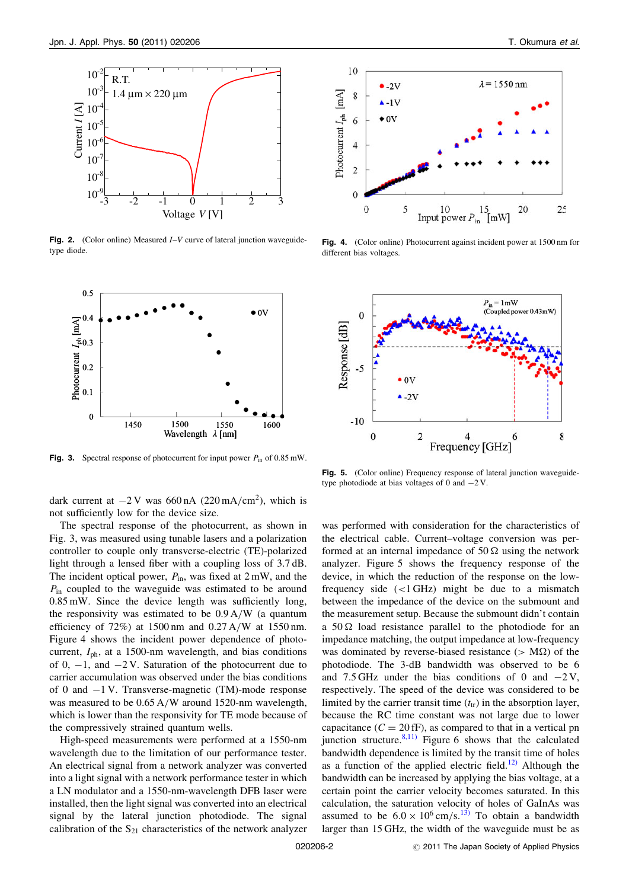**Fig. 2.** (Color online) Measured $I$–$V$ curve of lateral junction waveguide-type diode.

**Fig. 4.** (Color online) Photocurrent against incident power at 1500 nm for different bias voltages.

**Fig. 3.** Spectral response of photocurrent for input power $P_{in}$ of 0.85 mW.

**Fig. 5.** (Color online) Frequency response of lateral junction waveguide-type photodiode at bias voltages of 0 and $-2$ V.

dark current at $-2$ V was 660 nA (220 mA/cm$^2$), which is not sufficiently low for the device size.

The spectral response of the photocurrent, as shown in Fig. 3, was measured using tunable lasers and a polarization controller to couple only transverse-electric (TE)-polarized light through a lensed fiber with a coupling loss of 3.7 dB. The incident optical power, $P_{in}$, was fixed at 2 mW, and the $P_{in}$ coupled to the waveguide was estimated to be around 0.85 mW. Since the device length was sufficiently long, the responsivity was estimated to be 0.9 A/W (a quantum efficiency of 72%) at 1500 nm and 0.27 A/W at 1550 nm. Figure 4 shows the incident power dependence of photocurrent, $I_{ph}$, at a 1500-nm wavelength, and bias conditions of 0, $-1$, and $-2$ V. Saturation of the photocurrent due to carrier accumulation was observed under the bias conditions of 0 and $-1$ V. Transverse-magnetic (TM)-mode response was measured to be 0.65 A/W around 1520-nm wavelength, which is lower than the responsivity for TE mode because of the compressively strained quantum wells.

High-speed measurements were performed at a 1550-nm wavelength due to the limitation of our performance tester. An electrical signal from a network analyzer was converted into a light signal with a network performance tester in which a LN modulator and a 1550-nm-wavelength DFB laser were installed, then the light signal was converted into an electrical signal by the lateral junction photodiode. The calibration of the $S_{21}$ characteristics of the network analyzer was performed with consideration for the characteristics of the electrical cable. Current–voltage conversion was performed at an internal impedance of 50 Ω using the network analyzer. Figure 5 shows the frequency response of the device, in which the reduction of the response on the low-frequency side (<1 GHz) might be due to a mismatch between the impedance of the device on the submount and the measurement setup. Because the submount didn't contain a 50 Ω load resistance parallel to the photodiode for an impedance matching, the output impedance at low-frequency was dominated by reverse-biased resistance (> MΩ) of the photodiode. The 3-dB bandwidth was observed to be 6 and 7.5 GHz under the bias conditions of 0 and $-2$ V, respectively. The speed of the device was considered to be limited by the carrier transit time ($t_{tr}$) in the absorption layer, because the RC time constant was not large due to lower capacitance ($C = 20$ fF), as compared to that in a vertical pn junction structure.[8,11] Figure 6 shows that the calculated bandwidth dependence is limited by the transit time of holes as a function of the applied electric field.[12] Although the bandwidth can be increased by applying the bias voltage, at a certain point the carrier velocity becomes saturated. In this calculation, the saturation velocity of holes of GaInAs was assumed to be $6.0 \times 10^6$ cm/s.[13] To obtain a bandwidth larger than 15 GHz, the width of the waveguide must be as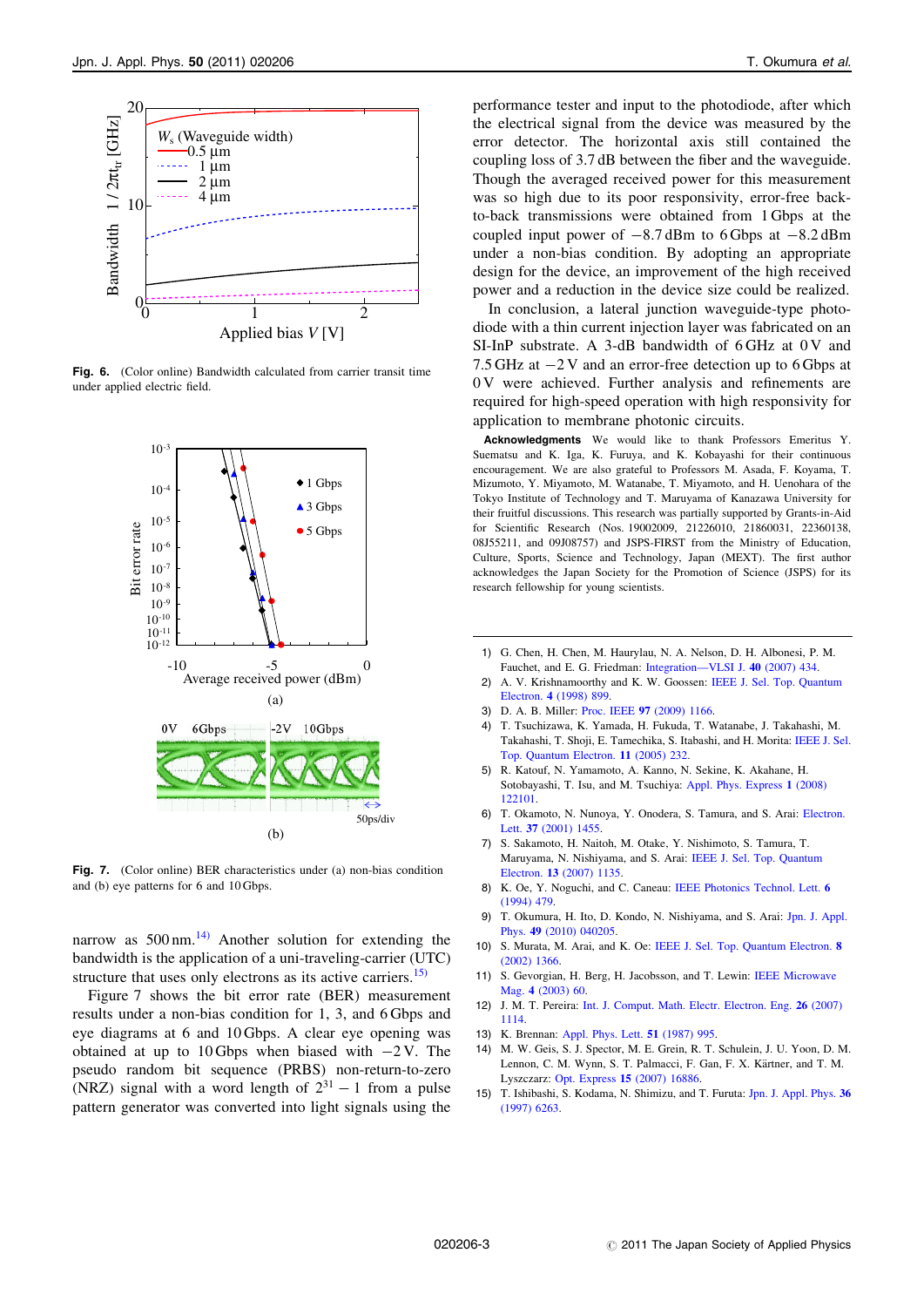20

$W_s$ (Waveguide width)

0.5 μm

1 μm

2 μm

4 μm

10

0

0

1

2

Bandwidth $1/2\pi t_{tr}$ [GHz]

Applied bias $V$ [V]

**Fig. 6.** (Color online) Bandwidth calculated from carrier transit time under applied electric field.

$10^{-3}$

$10^{-4}$

$10^{-5}$

$10^{-6}$

$10^{-7}$

$10^{-8}$

$10^{-9}$

$10^{-10}$

$10^{-11}$

$10^{-12}$

◆ 1 Gbps

▲ 3 Gbps

● 5 Gbps

Bit error rate

-10

-5

0

Average received power (dBm)

(a)

0V 6Gbps

-2V 10Gbps

50ps/div

(b)

**Fig. 7.** (Color online) BER characteristics under (a) non-bias condition and (b) eye patterns for 6 and 10 Gbps.

narrow as 500 nm.[14] Another solution for extending the bandwidth is the application of a uni-traveling-carrier (UTC) structure that uses only electrons as its active carriers.[15]

Figure 7 shows the bit error rate (BER) measurement results under a non-bias condition for 1, 3, and 6 Gbps and eye diagrams at 6 and 10 Gbps. A clear eye opening was obtained at up to 10 Gbps when biased with −2 V. The pseudo random bit sequence (PRBS) non-return-to-zero (NRZ) signal with a word length of $2^{31} - 1$ from a pulse pattern generator was converted into light signals using the performance tester and input to the photodiode, after which the electrical signal from the device was measured by the error detector. The horizontal axis still contained the coupling loss of 3.7 dB between the fiber and the waveguide. Though the averaged received power for this measurement was so high due to its poor responsivity, error-free back-to-back transmissions were obtained from 1 Gbps at the coupled input power of −8.7 dBm to 6 Gbps at −8.2 dBm under a non-bias condition. By adopting an appropriate design for the device, an improvement of the high received power and a reduction in the device size could be realized.

In conclusion, a lateral junction waveguide-type photodiode with a thin current injection layer was fabricated on an SI-InP substrate. A 3-dB bandwidth of 6 GHz at 0 V and 7.5 GHz at −2 V and an error-free detection up to 6 Gbps at 0 V were achieved. Further analysis and refinements are required for high-speed operation with high responsivity for application to membrane photonic circuits.

**Acknowledgments** We would like to thank Professors Emeritus Y. Suematsu and K. Iga, K. Furuya, and K. Kobayashi for their continuous encouragement. We are also grateful to Professors M. Asada, F. Koyama, T. Mizumoto, Y. Miyamoto, M. Watanabe, T. Miyamoto, and H. Uenohara of the Tokyo Institute of Technology and T. Maruyama of Kanazawa University for their fruitful discussions. This research was partially supported by Grants-in-Aid for Scientific Research (Nos. 19002009, 21226010, 21860031, 22360138, 08J55211, and 09J08757) and JSPS-FIRST from the Ministry of Education, Culture, Sports, Science and Technology, Japan (MEXT). The first author acknowledges the Japan Society for the Promotion of Science (JSPS) for its research fellowship for young scientists.

1) G. Chen, H. Chen, M. Haurylau, N. A. Nelson, D. H. Albonesi, P. M. Fauchet, and E. G. Friedman: Integration—VLSI J. **40** (2007) 434.
2) A. V. Krishnamoorthy and K. W. Goossen: IEEE J. Sel. Top. Quantum Electron. **4** (1998) 899.
3) D. A. B. Miller: Proc. IEEE **97** (2009) 1166.
4) T. Tsuchizawa, K. Yamada, H. Fukuda, T. Watanabe, J. Takahashi, M. Takahashi, T. Shoji, E. Tamechika, S. Itabashi, and H. Morita: IEEE J. Sel. Top. Quantum Electron. **11** (2005) 232.
5) R. Katouf, N. Yamamoto, A. Kanno, N. Sekine, K. Akahane, H. Sotobayashi, T. Isu, and M. Tsuchiya: Appl. Phys. Express **1** (2008) 122101.
6) T. Okamoto, N. Nunoya, Y. Onodera, S. Tamura, and S. Arai: Electron. Lett. **37** (2001) 1455.
7) S. Sakamoto, H. Naitoh, M. Otake, Y. Nishimoto, S. Tamura, T. Maruyama, N. Nishiyama, and S. Arai: IEEE J. Sel. Top. Quantum Electron. **13** (2007) 1135.
8) K. Oe, Y. Noguchi, and C. Caneau: IEEE Photonics Technol. Lett. **6** (1994) 479.
9) T. Okumura, H. Ito, D. Kondo, N. Nishiyama, and S. Arai: Jpn. J. Appl. Phys. **49** (2010) 040205.
10) S. Murata, M. Arai, and K. Oe: IEEE J. Sel. Top. Quantum Electron. **8** (2002) 1366.
11) S. Gevorgian, H. Berg, H. Jacobsson, and T. Lewin: IEEE Microwave Mag. **4** (2003) 60.
12) J. M. T. Pereira: Int. J. Comput. Math. Electr. Electron. Eng. **26** (2007) 1114.
13) K. Brennan: Appl. Phys. Lett. **51** (1987) 995.
14) M. W. Geis, S. J. Spector, M. E. Grein, R. T. Schulein, J. U. Yoon, D. M. Lennon, C. M. Wynn, S. T. Palmacci, F. Gan, F. X. Kärtner, and T. M. Lyszczarz: Opt. Express **15** (2007) 16886.
15) T. Ishibashi, S. Kodama, N. Shimizu, and T. Furuta: Jpn. J. Appl. Phys. **36** (1997) 6263.